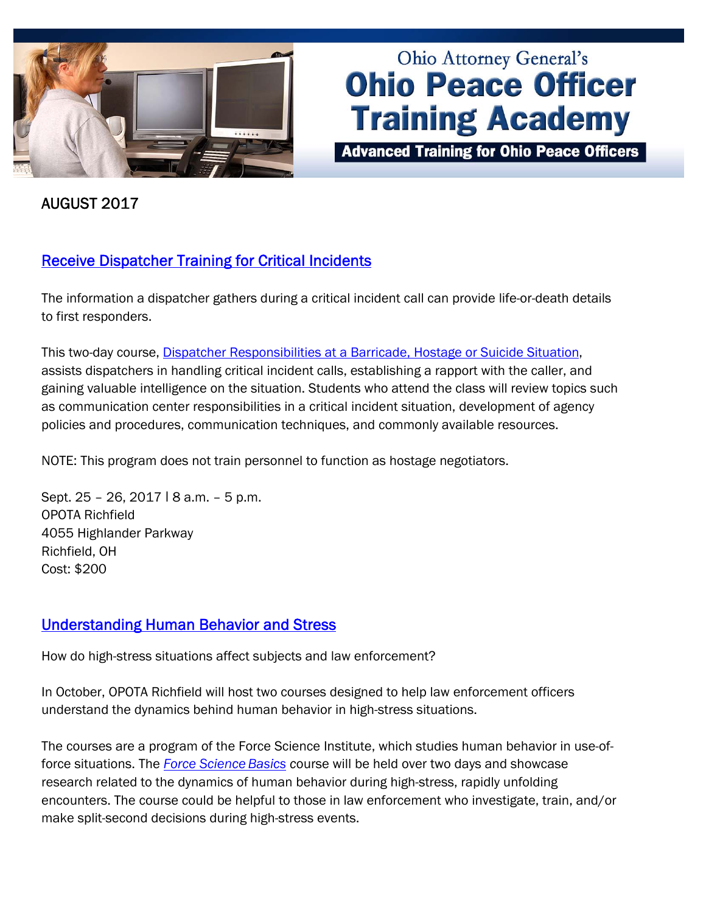Ohio Attorney General's

# Ohio Peace Officer Training Academy

**Advanced Training for Ohio Peace Officers**

AUGUST 2017

## Receive Dispatcher Training for Critical Incidents

The information a dispatcher gathers during a critical incident call can provide life-or-death details to first responders.

This two-day course, Dispatcher Responsibilities at a Barricade, Hostage or Suicide Situation, assists dispatchers in handling critical incident calls, establishing a rapport with the caller, and gaining valuable intelligence on the situation. Students who attend the class will review topics such as communication center responsibilities in a critical incident situation, development of agency policies and procedures, communication techniques, and commonly available resources.

NOTE: This program does not train personnel to function as hostage negotiators.

Sept. 25 – 26, 2017 | 8 a.m. – 5 p.m.
OPOTA Richfield
4055 Highlander Parkway
Richfield, OH
Cost: $200

## Understanding Human Behavior and Stress

How do high-stress situations affect subjects and law enforcement?

In October, OPOTA Richfield will host two courses designed to help law enforcement officers understand the dynamics behind human behavior in high-stress situations.

The courses are a program of the Force Science Institute, which studies human behavior in use-of-force situations. The *Force Science Basics* course will be held over two days and showcase research related to the dynamics of human behavior during high-stress, rapidly unfolding encounters. The course could be helpful to those in law enforcement who investigate, train, and/or make split-second decisions during high-stress events.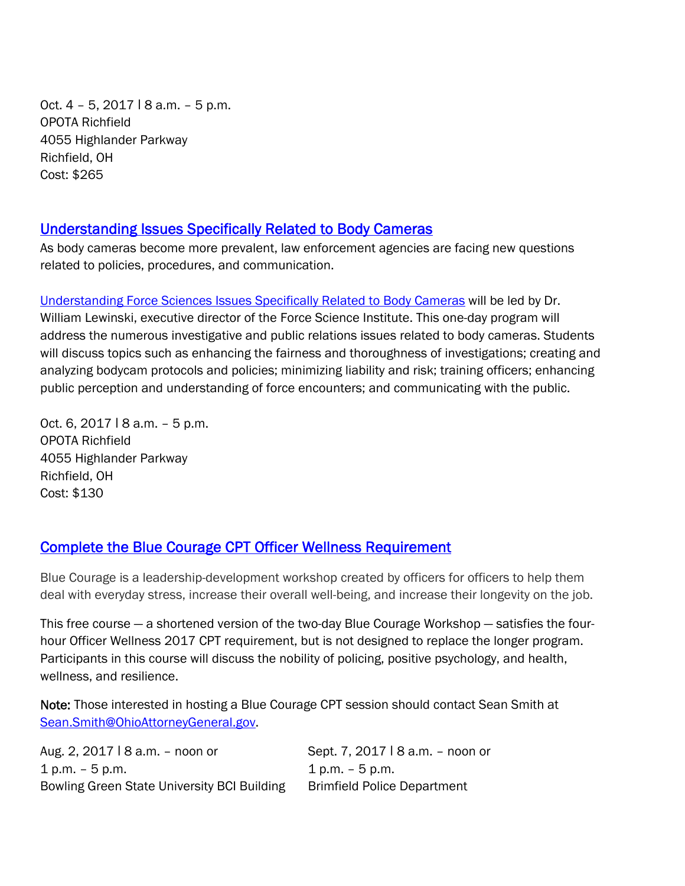Oct. 4 – 5, 2017 | 8 a.m. – 5 p.m.
OPOTA Richfield
4055 Highlander Parkway
Richfield, OH
Cost: $265

## Understanding Issues Specifically Related to Body Cameras

As body cameras become more prevalent, law enforcement agencies are facing new questions related to policies, procedures, and communication.

Understanding Force Sciences Issues Specifically Related to Body Cameras will be led by Dr. William Lewinski, executive director of the Force Science Institute. This one-day program will address the numerous investigative and public relations issues related to body cameras. Students will discuss topics such as enhancing the fairness and thoroughness of investigations; creating and analyzing bodycam protocols and policies; minimizing liability and risk; training officers; enhancing public perception and understanding of force encounters; and communicating with the public.

Oct. 6, 2017 | 8 a.m. – 5 p.m.
OPOTA Richfield
4055 Highlander Parkway
Richfield, OH
Cost: $130

## Complete the Blue Courage CPT Officer Wellness Requirement

Blue Courage is a leadership-development workshop created by officers for officers to help them deal with everyday stress, increase their overall well-being, and increase their longevity on the job.

This free course — a shortened version of the two-day Blue Courage Workshop — satisfies the four-hour Officer Wellness 2017 CPT requirement, but is not designed to replace the longer program. Participants in this course will discuss the nobility of policing, positive psychology, and health, wellness, and resilience.

**Note:** Those interested in hosting a Blue Courage CPT session should contact Sean Smith at Sean.Smith@OhioAttorneyGeneral.gov.

Aug. 2, 2017 | 8 a.m. – noon or
1 p.m. – 5 p.m.
Bowling Green State University BCI Building

Sept. 7, 2017 | 8 a.m. – noon or
1 p.m. – 5 p.m.
Brimfield Police Department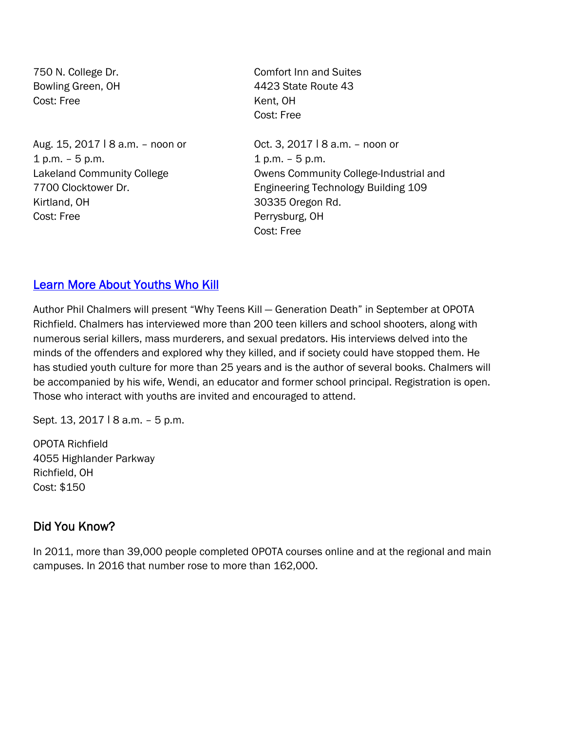750 N. College Dr.
Bowling Green, OH
Cost: Free

Comfort Inn and Suites
4423 State Route 43
Kent, OH
Cost: Free

Aug. 15, 2017 l 8 a.m. – noon or
1 p.m. – 5 p.m.
Lakeland Community College
7700 Clocktower Dr.
Kirtland, OH
Cost: Free

Oct. 3, 2017 l 8 a.m. – noon or
1 p.m. – 5 p.m.
Owens Community College-Industrial and Engineering Technology Building 109
30335 Oregon Rd.
Perrysburg, OH
Cost: Free

## Learn More About Youths Who Kill

Author Phil Chalmers will present "Why Teens Kill — Generation Death" in September at OPOTA Richfield. Chalmers has interviewed more than 200 teen killers and school shooters, along with numerous serial killers, mass murderers, and sexual predators. His interviews delved into the minds of the offenders and explored why they killed, and if society could have stopped them. He has studied youth culture for more than 25 years and is the author of several books. Chalmers will be accompanied by his wife, Wendi, an educator and former school principal. Registration is open. Those who interact with youths are invited and encouraged to attend.

Sept. 13, 2017 l 8 a.m. – 5 p.m.

OPOTA Richfield
4055 Highlander Parkway
Richfield, OH
Cost: $150

## Did You Know?

In 2011, more than 39,000 people completed OPOTA courses online and at the regional and main campuses. In 2016 that number rose to more than 162,000.